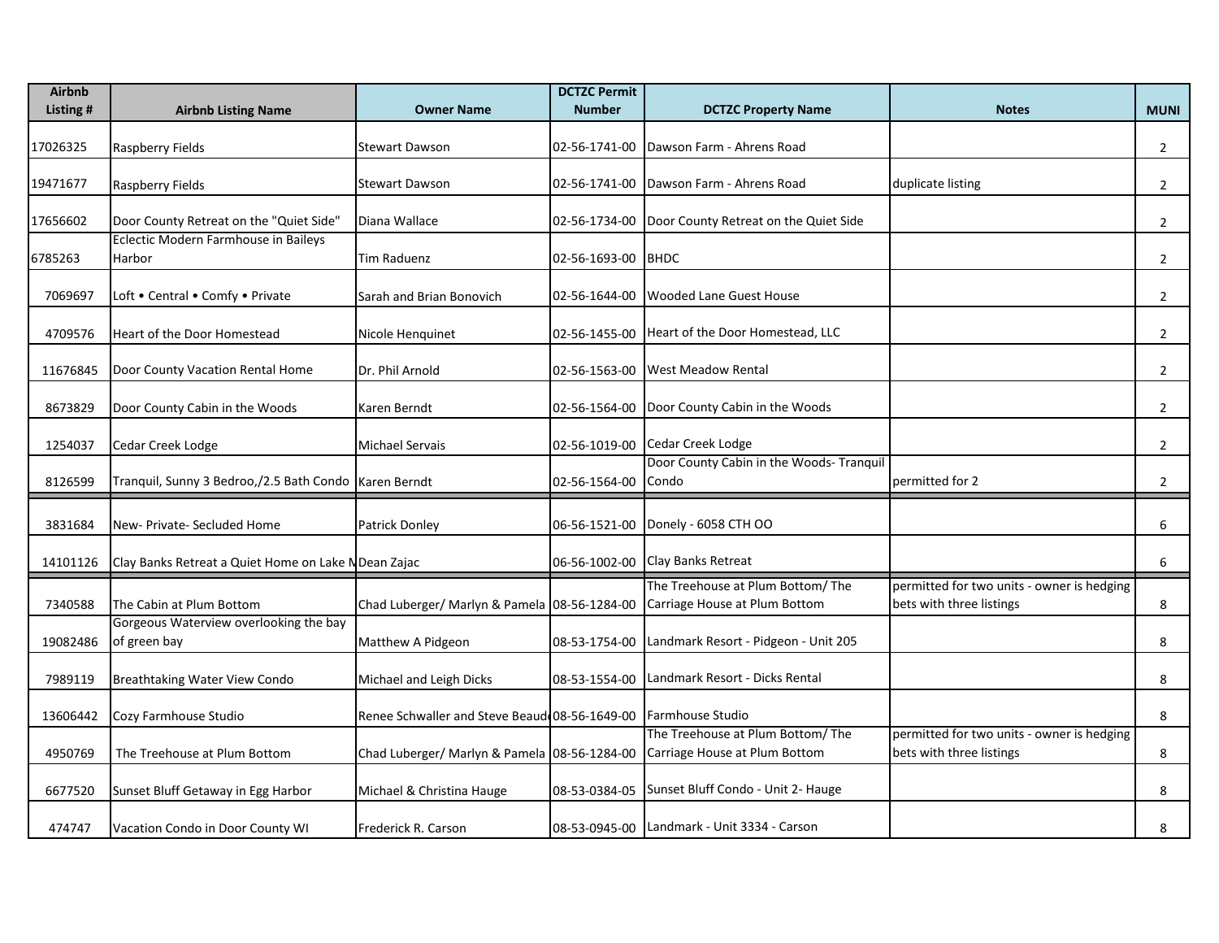| Airbnb Listing # | Airbnb Listing Name | Owner Name | DCTZC Permit Number | DCTZC Property Name | Notes | MUNI |
|---|---|---|---|---|---|---|
| 17026325 | Raspberry Fields | Stewart Dawson | 02-56-1741-00 | Dawson Farm - Ahrens Road | | 2 |
| 19471677 | Raspberry Fields | Stewart Dawson | 02-56-1741-00 | Dawson Farm - Ahrens Road | duplicate listing | 2 |
| 17656602 | Door County Retreat on the "Quiet Side" | Diana Wallace | 02-56-1734-00 | Door County Retreat on the Quiet Side | | 2 |
| 6785263 | Eclectic Modern Farmhouse in Baileys Harbor | Tim Raduenz | 02-56-1693-00 | BHDC | | 2 |
| 7069697 | Loft • Central • Comfy • Private | Sarah and Brian Bonovich | 02-56-1644-00 | Wooded Lane Guest House | | 2 |
| 4709576 | Heart of the Door Homestead | Nicole Henquinet | 02-56-1455-00 | Heart of the Door Homestead, LLC | | 2 |
| 11676845 | Door County Vacation Rental Home | Dr. Phil Arnold | 02-56-1563-00 | West Meadow Rental | | 2 |
| 8673829 | Door County Cabin in the Woods | Karen Berndt | 02-56-1564-00 | Door County Cabin in the Woods | | 2 |
| 1254037 | Cedar Creek Lodge | Michael Servais | 02-56-1019-00 | Cedar Creek Lodge | | 2 |
| 8126599 | Tranquil, Sunny 3 Bedroo,/2.5 Bath Condo | Karen Berndt | 02-56-1564-00 | Door County Cabin in the Woods- Tranquil Condo | permitted for 2 | 2 |
| 3831684 | New- Private- Secluded Home | Patrick Donley | 06-56-1521-00 | Donely - 6058 CTH OO | | 6 |
| 14101126 | Clay Banks Retreat a Quiet Home on Lake M | Dean Zajac | 06-56-1002-00 | Clay Banks Retreat | | 6 |
| 7340588 | The Cabin at Plum Bottom | Chad Luberger/ Marlyn & Pamela | 08-56-1284-00 | The Treehouse at Plum Bottom/ The Carriage House at Plum Bottom | permitted for two units - owner is hedging bets with three listings | 8 |
| 19082486 | Gorgeous Waterview overlooking the bay of green bay | Matthew A Pidgeon | 08-53-1754-00 | Landmark Resort - Pidgeon - Unit 205 | | 8 |
| 7989119 | Breathtaking Water View Condo | Michael and Leigh Dicks | 08-53-1554-00 | Landmark Resort - Dicks Rental | | 8 |
| 13606442 | Cozy Farmhouse Studio | Renee Schwaller and Steve Beaud | 08-56-1649-00 | Farmhouse Studio | | 8 |
| 4950769 | The Treehouse at Plum Bottom | Chad Luberger/ Marlyn & Pamela | 08-56-1284-00 | The Treehouse at Plum Bottom/ The Carriage House at Plum Bottom | permitted for two units - owner is hedging bets with three listings | 8 |
| 6677520 | Sunset Bluff Getaway in Egg Harbor | Michael & Christina Hauge | 08-53-0384-05 | Sunset Bluff Condo - Unit 2- Hauge | | 8 |
| 474747 | Vacation Condo in Door County WI | Frederick R. Carson | 08-53-0945-00 | Landmark - Unit 3334 - Carson | | 8 |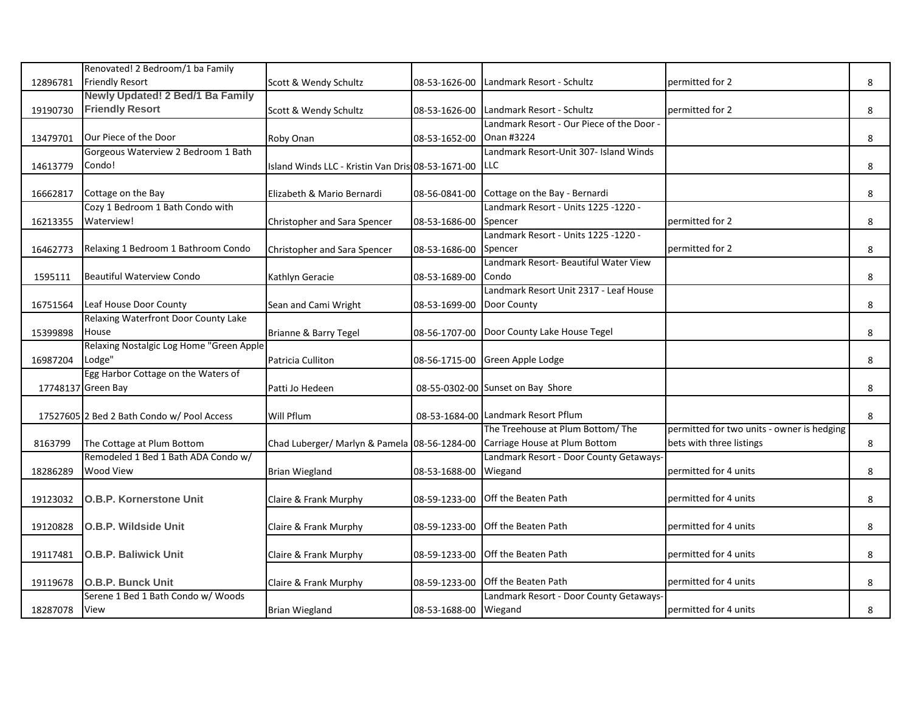| | | | | | | |
|---|---|---|---|---|---|---|
| 12896781 | Renovated! 2 Bedroom/1 ba Family Friendly Resort | Scott & Wendy Schultz | 08-53-1626-00 | Landmark Resort - Schultz | permitted for 2 | 8 |
| 19190730 | **Newly Updated! 2 Bed/1 Ba Family Friendly Resort** | Scott & Wendy Schultz | 08-53-1626-00 | Landmark Resort - Schultz | permitted for 2 | 8 |
| 13479701 | Our Piece of the Door | Roby Onan | 08-53-1652-00 | Landmark Resort - Our Piece of the Door - Onan #3224 | | 8 |
| 14613779 | Gorgeous Waterview 2 Bedroom 1 Bath Condo! | Island Winds LLC - Kristin Van Dris | 08-53-1671-00 | Landmark Resort-Unit 307- Island Winds LLC | | 8 |
| 16662817 | Cottage on the Bay | Elizabeth & Mario Bernardi | 08-56-0841-00 | Cottage on the Bay - Bernardi | | 8 |
| 16213355 | Cozy 1 Bedroom 1 Bath Condo with Waterview! | Christopher and Sara Spencer | 08-53-1686-00 | Landmark Resort - Units 1225 -1220 - Spencer | permitted for 2 | 8 |
| 16462773 | Relaxing 1 Bedroom 1 Bathroom Condo | Christopher and Sara Spencer | 08-53-1686-00 | Landmark Resort - Units 1225 -1220 - Spencer | permitted for 2 | 8 |
| 1595111 | Beautiful Waterview Condo | Kathlyn Geracie | 08-53-1689-00 | Landmark Resort- Beautiful Water View Condo | | 8 |
| 16751564 | Leaf House Door County | Sean and Cami Wright | 08-53-1699-00 | Landmark Resort Unit 2317 - Leaf House Door County | | 8 |
| 15399898 | Relaxing Waterfront Door County Lake House | Brianne & Barry Tegel | 08-56-1707-00 | Door County Lake House Tegel | | 8 |
| 16987204 | Relaxing Nostalgic Log Home "Green Apple Lodge" | Patricia Culliton | 08-56-1715-00 | Green Apple Lodge | | 8 |
| 17748137 | Egg Harbor Cottage on the Waters of Green Bay | Patti Jo Hedeen | 08-55-0302-00 | Sunset on Bay Shore | | 8 |
| 17527605 | 2 Bed 2 Bath Condo w/ Pool Access | Will Pflum | 08-53-1684-00 | Landmark Resort Pflum | | 8 |
| 8163799 | The Cottage at Plum Bottom | Chad Luberger/ Marlyn & Pamela | 08-56-1284-00 | The Treehouse at Plum Bottom/ The Carriage House at Plum Bottom | permitted for two units - owner is hedging bets with three listings | 8 |
| 18286289 | Remodeled 1 Bed 1 Bath ADA Condo w/ Wood View | Brian Wiegland | 08-53-1688-00 | Landmark Resort - Door County Getaways-Wiegand | permitted for 4 units | 8 |
| 19123032 | **O.B.P. Kornerstone Unit** | Claire & Frank Murphy | 08-59-1233-00 | Off the Beaten Path | permitted for 4 units | 8 |
| 19120828 | **O.B.P. Wildside Unit** | Claire & Frank Murphy | 08-59-1233-00 | Off the Beaten Path | permitted for 4 units | 8 |
| 19117481 | **O.B.P. Baliwick Unit** | Claire & Frank Murphy | 08-59-1233-00 | Off the Beaten Path | permitted for 4 units | 8 |
| 19119678 | **O.B.P. Bunck Unit** | Claire & Frank Murphy | 08-59-1233-00 | Off the Beaten Path | permitted for 4 units | 8 |
| 18287078 | Serene 1 Bed 1 Bath Condo w/ Woods View | Brian Wiegland | 08-53-1688-00 | Landmark Resort - Door County Getaways-Wiegand | permitted for 4 units | 8 |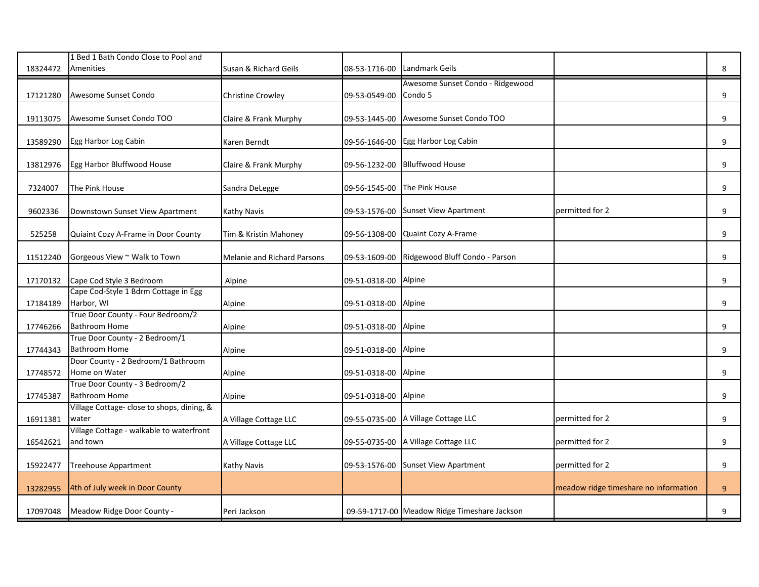| | | | | | | |
|---|---|---|---|---|---|---|
| 18324472 | 1 Bed 1 Bath Condo Close to Pool and Amenities | Susan & Richard Geils | 08-53-1716-00 | Landmark Geils | | 8 |
| 17121280 | Awesome Sunset Condo | Christine Crowley | 09-53-0549-00 | Awesome Sunset Condo - Ridgewood Condo 5 | | 9 |
| 19113075 | Awesome Sunset Condo TOO | Claire & Frank Murphy | 09-53-1445-00 | Awesome Sunset Condo TOO | | 9 |
| 13589290 | Egg Harbor Log Cabin | Karen Berndt | 09-56-1646-00 | Egg Harbor Log Cabin | | 9 |
| 13812976 | Egg Harbor Bluffwood House | Claire & Frank Murphy | 09-56-1232-00 | Blluffwood House | | 9 |
| 7324007 | The Pink House | Sandra DeLegge | 09-56-1545-00 | The Pink House | | 9 |
| 9602336 | Downtown Sunset View Apartment | Kathy Navis | 09-53-1576-00 | Sunset View Apartment | permitted for 2 | 9 |
| 525258 | Quiaint Cozy A-Frame in Door County | Tim & Kristin Mahoney | 09-56-1308-00 | Quaint Cozy A-Frame | | 9 |
| 11512240 | Gorgeous View ~ Walk to Town | Melanie and Richard Parsons | 09-53-1609-00 | Ridgewood Bluff Condo - Parson | | 9 |
| 17170132 | Cape Cod Style 3 Bedroom | Alpine | 09-51-0318-00 | Alpine | | 9 |
| 17184189 | Cape Cod-Style 1 Bdrm Cottage in Egg Harbor, WI | Alpine | 09-51-0318-00 | Alpine | | 9 |
| 17746266 | True Door County - Four Bedroom/2 Bathroom Home | Alpine | 09-51-0318-00 | Alpine | | 9 |
| 17744343 | True Door County - 2 Bedroom/1 Bathroom Home | Alpine | 09-51-0318-00 | Alpine | | 9 |
| 17748572 | Door County - 2 Bedroom/1 Bathroom Home on Water | Alpine | 09-51-0318-00 | Alpine | | 9 |
| 17745387 | True Door County - 3 Bedroom/2 Bathroom Home | Alpine | 09-51-0318-00 | Alpine | | 9 |
| 16911381 | Village Cottage- close to shops, dining, & water | A Village Cottage LLC | 09-55-0735-00 | A Village Cottage LLC | permitted for 2 | 9 |
| 16542621 | Village Cottage - walkable to waterfront and town | A Village Cottage LLC | 09-55-0735-00 | A Village Cottage LLC | permitted for 2 | 9 |
| 15922477 | Treehouse Appartment | Kathy Navis | 09-53-1576-00 | Sunset View Apartment | permitted for 2 | 9 |
| 13282955 | 4th of July week in Door County | | | | meadow ridge timeshare no information | 9 |
| 17097048 | Meadow Ridge Door County - | Peri Jackson | 09-59-1717-00 | Meadow Ridge Timeshare Jackson | | 9 |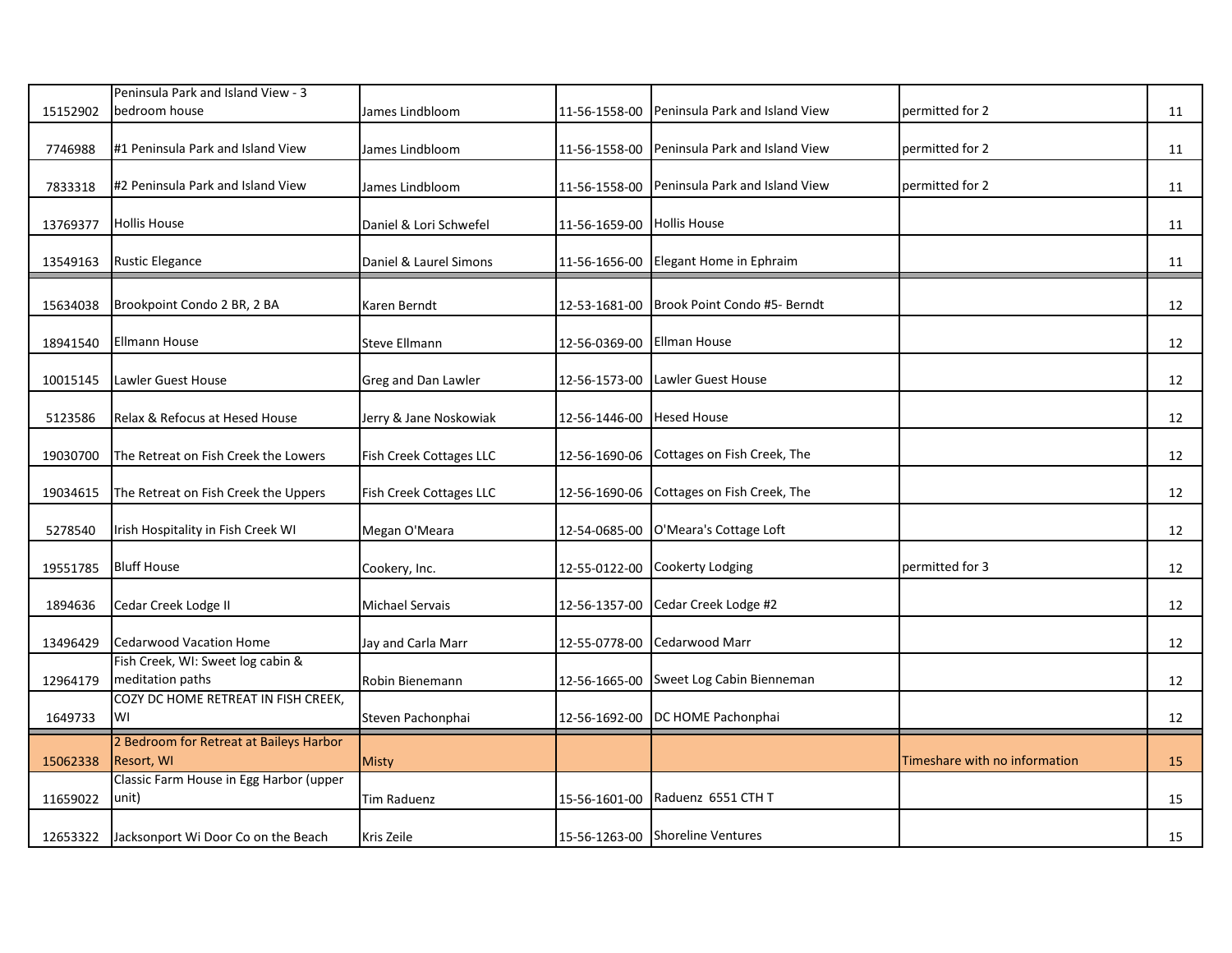| | | | | | | |
|---|---|---|---|---|---|---|
| 15152902 | Peninsula Park and Island View - 3 bedroom house | James Lindbloom | 11-56-1558-00 | Peninsula Park and Island View | permitted for 2 | 11 |
| 7746988 | #1 Peninsula Park and Island View | James Lindbloom | 11-56-1558-00 | Peninsula Park and Island View | permitted for 2 | 11 |
| 7833318 | #2 Peninsula Park and Island View | James Lindbloom | 11-56-1558-00 | Peninsula Park and Island View | permitted for 2 | 11 |
| 13769377 | Hollis House | Daniel & Lori Schwefel | 11-56-1659-00 | Hollis House | | 11 |
| 13549163 | Rustic Elegance | Daniel & Laurel Simons | 11-56-1656-00 | Elegant Home in Ephraim | | 11 |
| 15634038 | Brookpoint Condo 2 BR, 2 BA | Karen Berndt | 12-53-1681-00 | Brook Point Condo #5- Berndt | | 12 |
| 18941540 | Ellmann House | Steve Ellmann | 12-56-0369-00 | Ellman House | | 12 |
| 10015145 | Lawler Guest House | Greg and Dan Lawler | 12-56-1573-00 | Lawler Guest House | | 12 |
| 5123586 | Relax & Refocus at Hesed House | Jerry & Jane Noskowiak | 12-56-1446-00 | Hesed House | | 12 |
| 19030700 | The Retreat on Fish Creek the Lowers | Fish Creek Cottages LLC | 12-56-1690-06 | Cottages on Fish Creek, The | | 12 |
| 19034615 | The Retreat on Fish Creek the Uppers | Fish Creek Cottages LLC | 12-56-1690-06 | Cottages on Fish Creek, The | | 12 |
| 5278540 | Irish Hospitality in Fish Creek WI | Megan O'Meara | 12-54-0685-00 | O'Meara's Cottage Loft | | 12 |
| 19551785 | Bluff House | Cookery, Inc. | 12-55-0122-00 | Cookerty Lodging | permitted for 3 | 12 |
| 1894636 | Cedar Creek Lodge II | Michael Servais | 12-56-1357-00 | Cedar Creek Lodge #2 | | 12 |
| 13496429 | Cedarwood Vacation Home | Jay and Carla Marr | 12-55-0778-00 | Cedarwood Marr | | 12 |
| 12964179 | Fish Creek, WI: Sweet log cabin & meditation paths | Robin Bienemann | 12-56-1665-00 | Sweet Log Cabin Bienneman | | 12 |
| 1649733 | COZY DC HOME RETREAT IN FISH CREEK, WI | Steven Pachonphai | 12-56-1692-00 | DC HOME Pachonphai | | 12 |
| 15062338 | 2 Bedroom for Retreat at Baileys Harbor Resort, WI | Misty | | | Timeshare with no information | 15 |
| 11659022 | Classic Farm House in Egg Harbor (upper unit) | Tim Raduenz | 15-56-1601-00 | Raduenz 6551 CTH T | | 15 |
| 12653322 | Jacksonport Wi Door Co on the Beach | Kris Zeile | 15-56-1263-00 | Shoreline Ventures | | 15 |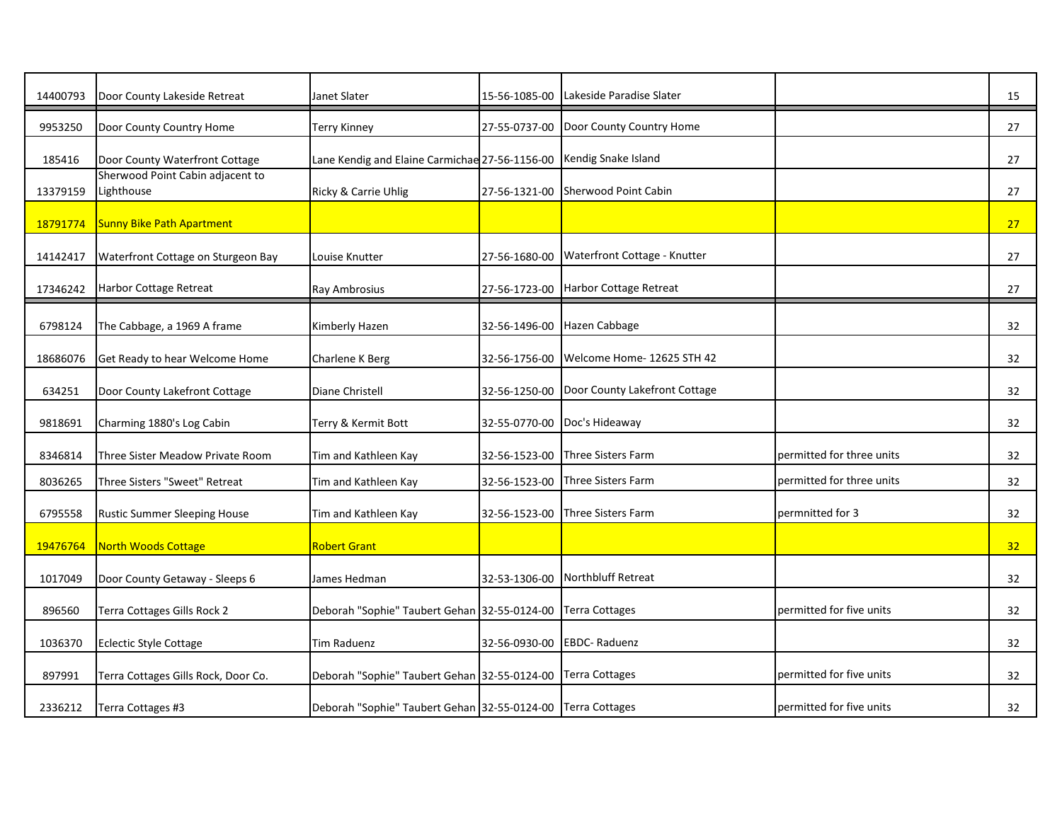| | | | | | | |
|---|---|---|---|---|---|---|
| 14400793 | Door County Lakeside Retreat | Janet Slater | 15-56-1085-00 | Lakeside Paradise Slater | | 15 |
| 9953250 | Door County Country Home | Terry Kinney | 27-55-0737-00 | Door County Country Home | | 27 |
| 185416 | Door County Waterfront Cottage | Lane Kendig and Elaine Carmichae | 27-56-1156-00 | Kendig Snake Island | | 27 |
| 13379159 | Sherwood Point Cabin adjacent to Lighthouse | Ricky & Carrie Uhlig | 27-56-1321-00 | Sherwood Point Cabin | | 27 |
| 18791774 | Sunny Bike Path Apartment | | | | | 27 |
| 14142417 | Waterfront Cottage on Sturgeon Bay | Louise Knutter | 27-56-1680-00 | Waterfront Cottage - Knutter | | 27 |
| 17346242 | Harbor Cottage Retreat | Ray Ambrosius | 27-56-1723-00 | Harbor Cottage Retreat | | 27 |
| 6798124 | The Cabbage, a 1969 A frame | Kimberly Hazen | 32-56-1496-00 | Hazen Cabbage | | 32 |
| 18686076 | Get Ready to hear Welcome Home | Charlene K Berg | 32-56-1756-00 | Welcome Home- 12625 STH 42 | | 32 |
| 634251 | Door County Lakefront Cottage | Diane Christell | 32-56-1250-00 | Door County Lakefront Cottage | | 32 |
| 9818691 | Charming 1880's Log Cabin | Terry & Kermit Bott | 32-55-0770-00 | Doc's Hideaway | | 32 |
| 8346814 | Three Sister Meadow Private Room | Tim and Kathleen Kay | 32-56-1523-00 | Three Sisters Farm | permitted for three units | 32 |
| 8036265 | Three Sisters "Sweet" Retreat | Tim and Kathleen Kay | 32-56-1523-00 | Three Sisters Farm | permitted for three units | 32 |
| 6795558 | Rustic Summer Sleeping House | Tim and Kathleen Kay | 32-56-1523-00 | Three Sisters Farm | permnitted for 3 | 32 |
| 19476764 | North Woods Cottage | Robert Grant | | | | 32 |
| 1017049 | Door County Getaway - Sleeps 6 | James Hedman | 32-53-1306-00 | Northbluff Retreat | | 32 |
| 896560 | Terra Cottages Gills Rock 2 | Deborah "Sophie" Taubert Gehan | 32-55-0124-00 | Terra Cottages | permitted for five units | 32 |
| 1036370 | Eclectic Style Cottage | Tim Raduenz | 32-56-0930-00 | EBDC- Raduenz | | 32 |
| 897991 | Terra Cottages Gills Rock, Door Co. | Deborah "Sophie" Taubert Gehan | 32-55-0124-00 | Terra Cottages | permitted for five units | 32 |
| 2336212 | Terra Cottages #3 | Deborah "Sophie" Taubert Gehan | 32-55-0124-00 | Terra Cottages | permitted for five units | 32 |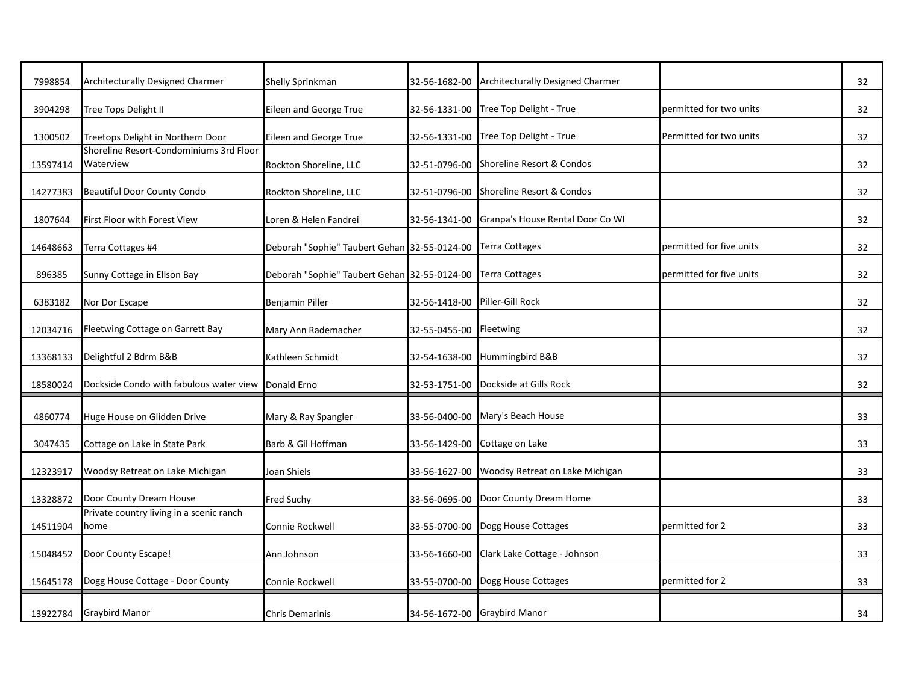| | | | | | | |
|---|---|---|---|---|---|---|
| 7998854 | Architecturally Designed Charmer | Shelly Sprinkman | 32-56-1682-00 | Architecturally Designed Charmer | | 32 |
| 3904298 | Tree Tops Delight II | Eileen and George True | 32-56-1331-00 | Tree Top Delight - True | permitted for two units | 32 |
| 1300502 | Treetops Delight in Northern Door | Eileen and George True | 32-56-1331-00 | Tree Top Delight - True | Permitted for two units | 32 |
| 13597414 | Shoreline Resort-Condominiums 3rd Floor Waterview | Rockton Shoreline, LLC | 32-51-0796-00 | Shoreline Resort & Condos | | 32 |
| 14277383 | Beautiful Door County Condo | Rockton Shoreline, LLC | 32-51-0796-00 | Shoreline Resort & Condos | | 32 |
| 1807644 | First Floor with Forest View | Loren & Helen Fandrei | 32-56-1341-00 | Granpa's House Rental Door Co WI | | 32 |
| 14648663 | Terra Cottages #4 | Deborah "Sophie" Taubert Gehan | 32-55-0124-00 | Terra Cottages | permitted for five units | 32 |
| 896385 | Sunny Cottage in Ellson Bay | Deborah "Sophie" Taubert Gehan | 32-55-0124-00 | Terra Cottages | permitted for five units | 32 |
| 6383182 | Nor Dor Escape | Benjamin Piller | 32-56-1418-00 | Piller-Gill Rock | | 32 |
| 12034716 | Fleetwing Cottage on Garrett Bay | Mary Ann Rademacher | 32-55-0455-00 | Fleetwing | | 32 |
| 13368133 | Delightful 2 Bdrm B&B | Kathleen Schmidt | 32-54-1638-00 | Hummingbird B&B | | 32 |
| 18580024 | Dockside Condo with fabulous water view | Donald Erno | 32-53-1751-00 | Dockside at Gills Rock | | 32 |
| 4860774 | Huge House on Glidden Drive | Mary & Ray Spangler | 33-56-0400-00 | Mary's Beach House | | 33 |
| 3047435 | Cottage on Lake in State Park | Barb & Gil Hoffman | 33-56-1429-00 | Cottage on Lake | | 33 |
| 12323917 | Woodsy Retreat on Lake Michigan | Joan Shiels | 33-56-1627-00 | Woodsy Retreat on Lake Michigan | | 33 |
| 13328872 | Door County Dream House | Fred Suchy | 33-56-0695-00 | Door County Dream Home | | 33 |
| 14511904 | Private country living in a scenic ranch home | Connie Rockwell | 33-55-0700-00 | Dogg House Cottages | permitted for 2 | 33 |
| 15048452 | Door County Escape! | Ann Johnson | 33-56-1660-00 | Clark Lake Cottage - Johnson | | 33 |
| 15645178 | Dogg House Cottage - Door County | Connie Rockwell | 33-55-0700-00 | Dogg House Cottages | permitted for 2 | 33 |
| 13922784 | Graybird Manor | Chris Demarinis | 34-56-1672-00 | Graybird Manor | | 34 |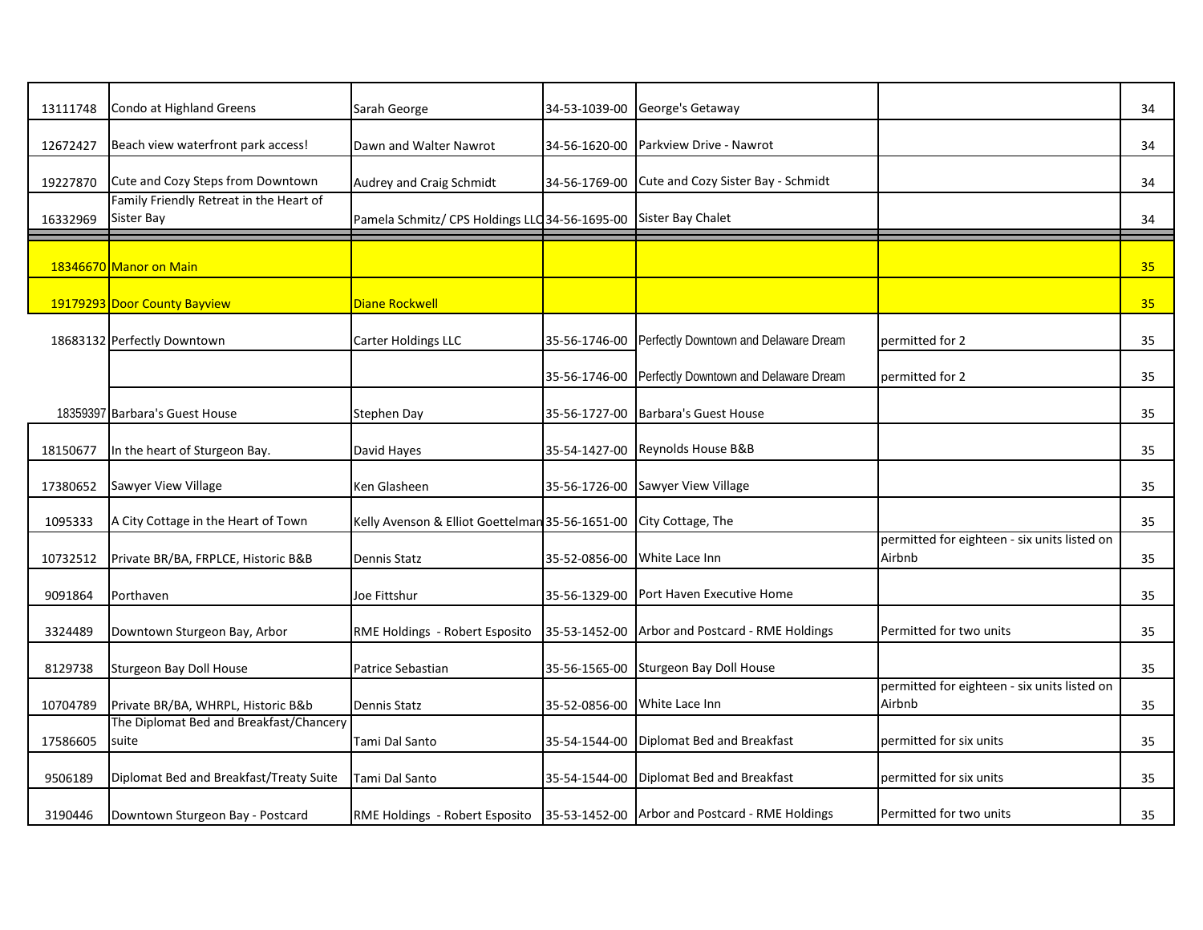| | | | | | | |
|---|---|---|---|---|---|---|
| 13111748 | Condo at Highland Greens | Sarah George | 34-53-1039-00 | George's Getaway | | 34 |
| 12672427 | Beach view waterfront park access! | Dawn and Walter Nawrot | 34-56-1620-00 | Parkview Drive - Nawrot | | 34 |
| 19227870 | Cute and Cozy Steps from Downtown | Audrey and Craig Schmidt | 34-56-1769-00 | Cute and Cozy Sister Bay - Schmidt | | 34 |
| 16332969 | Family Friendly Retreat in the Heart of Sister Bay | Pamela Schmitz/ CPS Holdings LLC | 34-56-1695-00 | Sister Bay Chalet | | 34 |
| | | | | | | |
| 18346670 | Manor on Main | | | | | 35 |
| 19179293 | Door County Bayview | Diane Rockwell | | | | 35 |
| 18683132 | Perfectly Downtown | Carter Holdings LLC | 35-56-1746-00 | Perfectly Downtown and Delaware Dream | permitted for 2 | 35 |
| | | | 35-56-1746-00 | Perfectly Downtown and Delaware Dream | permitted for 2 | 35 |
| 18359397 | Barbara's Guest House | Stephen Day | 35-56-1727-00 | Barbara's Guest House | | 35 |
| 18150677 | In the heart of Sturgeon Bay. | David Hayes | 35-54-1427-00 | Reynolds House B&B | | 35 |
| 17380652 | Sawyer View Village | Ken Glasheen | 35-56-1726-00 | Sawyer View Village | | 35 |
| 1095333 | A City Cottage in the Heart of Town | Kelly Avenson & Elliot Goettelman | 35-56-1651-00 | City Cottage, The | | 35 |
| 10732512 | Private BR/BA, FRPLCE, Historic B&B | Dennis Statz | 35-52-0856-00 | White Lace Inn | permitted for eighteen - six units listed on Airbnb | 35 |
| 9091864 | Porthaven | Joe Fittshur | 35-56-1329-00 | Port Haven Executive Home | | 35 |
| 3324489 | Downtown Sturgeon Bay, Arbor | RME Holdings - Robert Esposito | 35-53-1452-00 | Arbor and Postcard - RME Holdings | Permitted for two units | 35 |
| 8129738 | Sturgeon Bay Doll House | Patrice Sebastian | 35-56-1565-00 | Sturgeon Bay Doll House | | 35 |
| 10704789 | Private BR/BA, WHRPL, Historic B&b | Dennis Statz | 35-52-0856-00 | White Lace Inn | permitted for eighteen - six units listed on Airbnb | 35 |
| 17586605 | The Diplomat Bed and Breakfast/Chancery suite | Tami Dal Santo | 35-54-1544-00 | Diplomat Bed and Breakfast | permitted for six units | 35 |
| 9506189 | Diplomat Bed and Breakfast/Treaty Suite | Tami Dal Santo | 35-54-1544-00 | Diplomat Bed and Breakfast | permitted for six units | 35 |
| 3190446 | Downtown Sturgeon Bay - Postcard | RME Holdings - Robert Esposito | 35-53-1452-00 | Arbor and Postcard - RME Holdings | Permitted for two units | 35 |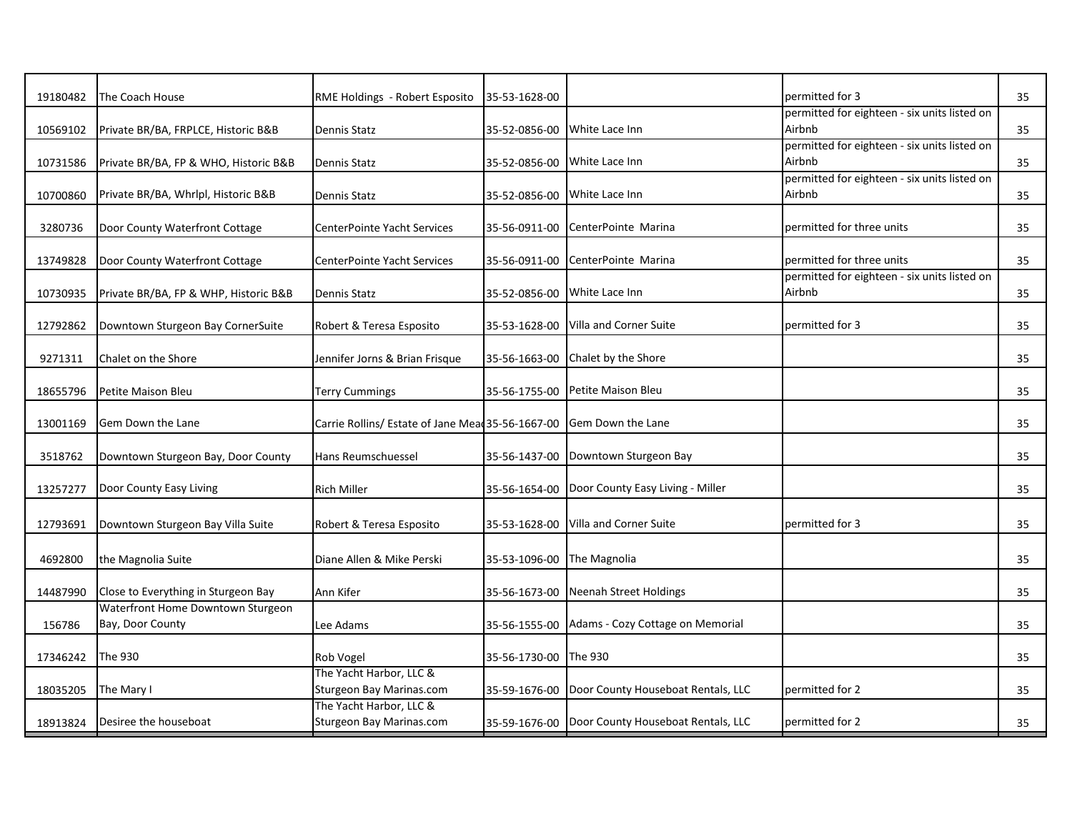| | | | | | | |
|---|---|---|---|---|---|---|
| 19180482 | The Coach House | RME Holdings - Robert Esposito | 35-53-1628-00 | | permitted for 3 | 35 |
| 10569102 | Private BR/BA, FRPLCE, Historic B&B | Dennis Statz | 35-52-0856-00 | White Lace Inn | permitted for eighteen - six units listed on Airbnb | 35 |
| 10731586 | Private BR/BA, FP & WHO, Historic B&B | Dennis Statz | 35-52-0856-00 | White Lace Inn | permitted for eighteen - six units listed on Airbnb | 35 |
| 10700860 | Private BR/BA, Whrlpl, Historic B&B | Dennis Statz | 35-52-0856-00 | White Lace Inn | permitted for eighteen - six units listed on Airbnb | 35 |
| 3280736 | Door County Waterfront Cottage | CenterPointe Yacht Services | 35-56-0911-00 | CenterPointe Marina | permitted for three units | 35 |
| 13749828 | Door County Waterfront Cottage | CenterPointe Yacht Services | 35-56-0911-00 | CenterPointe Marina | permitted for three units | 35 |
| 10730935 | Private BR/BA, FP & WHP, Historic B&B | Dennis Statz | 35-52-0856-00 | White Lace Inn | permitted for eighteen - six units listed on Airbnb | 35 |
| 12792862 | Downtown Sturgeon Bay CornerSuite | Robert & Teresa Esposito | 35-53-1628-00 | Villa and Corner Suite | permitted for 3 | 35 |
| 9271311 | Chalet on the Shore | Jennifer Jorns & Brian Frisque | 35-56-1663-00 | Chalet by the Shore | | 35 |
| 18655796 | Petite Maison Bleu | Terry Cummings | 35-56-1755-00 | Petite Maison Bleu | | 35 |
| 13001169 | Gem Down the Lane | Carrie Rollins/ Estate of Jane Mea | 35-56-1667-00 | Gem Down the Lane | | 35 |
| 3518762 | Downtown Sturgeon Bay, Door County | Hans Reumschuessel | 35-56-1437-00 | Downtown Sturgeon Bay | | 35 |
| 13257277 | Door County Easy Living | Rich Miller | 35-56-1654-00 | Door County Easy Living - Miller | | 35 |
| 12793691 | Downtown Sturgeon Bay Villa Suite | Robert & Teresa Esposito | 35-53-1628-00 | Villa and Corner Suite | permitted for 3 | 35 |
| 4692800 | the Magnolia Suite | Diane Allen & Mike Perski | 35-53-1096-00 | The Magnolia | | 35 |
| 14487990 | Close to Everything in Sturgeon Bay | Ann Kifer | 35-56-1673-00 | Neenah Street Holdings | | 35 |
| 156786 | Waterfront Home Downtown Sturgeon Bay, Door County | Lee Adams | 35-56-1555-00 | Adams - Cozy Cottage on Memorial | | 35 |
| 17346242 | The 930 | Rob Vogel | 35-56-1730-00 | The 930 | | 35 |
| 18035205 | The Mary I | The Yacht Harbor, LLC & Sturgeon Bay Marinas.com | 35-59-1676-00 | Door County Houseboat Rentals, LLC | permitted for 2 | 35 |
| 18913824 | Desiree the houseboat | The Yacht Harbor, LLC & Sturgeon Bay Marinas.com | 35-59-1676-00 | Door County Houseboat Rentals, LLC | permitted for 2 | 35 |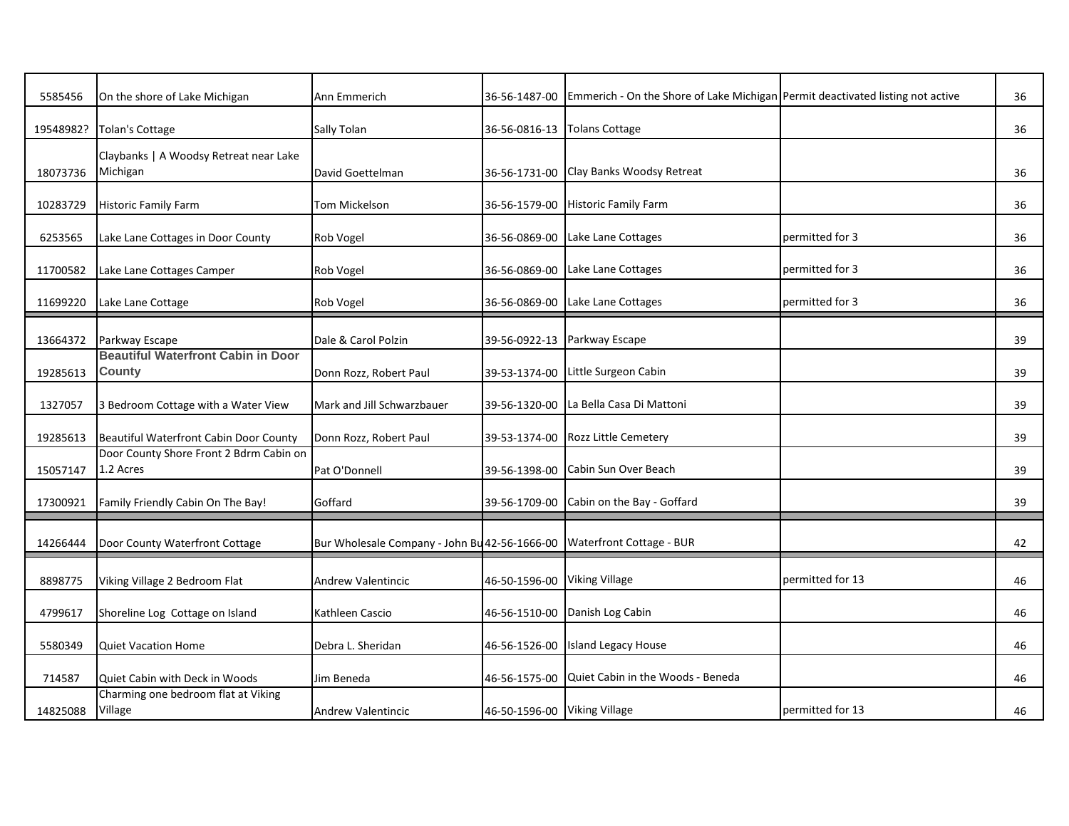| | | | | | | |
|---|---|---|---|---|---|---|
| 5585456 | On the shore of Lake Michigan | Ann Emmerich | 36-56-1487-00 | Emmerich - On the Shore of Lake Michigan | Permit deactivated listing not active | 36 |
| 19548982? | Tolan's Cottage | Sally Tolan | 36-56-0816-13 | Tolans Cottage | | 36 |
| 18073736 | Claybanks \| A Woodsy Retreat near Lake Michigan | David Goettelman | 36-56-1731-00 | Clay Banks Woodsy Retreat | | 36 |
| 10283729 | Historic Family Farm | Tom Mickelson | 36-56-1579-00 | Historic Family Farm | | 36 |
| 6253565 | Lake Lane Cottages in Door County | Rob Vogel | 36-56-0869-00 | Lake Lane Cottages | permitted for 3 | 36 |
| 11700582 | Lake Lane Cottages Camper | Rob Vogel | 36-56-0869-00 | Lake Lane Cottages | permitted for 3 | 36 |
| 11699220 | Lake Lane Cottage | Rob Vogel | 36-56-0869-00 | Lake Lane Cottages | permitted for 3 | 36 |
| 13664372 | Parkway Escape | Dale & Carol Polzin | 39-56-0922-13 | Parkway Escape | | 39 |
| 19285613 | **Beautiful Waterfront Cabin in Door County** | Donn Rozz, Robert Paul | 39-53-1374-00 | Little Surgeon Cabin | | 39 |
| 1327057 | 3 Bedroom Cottage with a Water View | Mark and Jill Schwarzbauer | 39-56-1320-00 | La Bella Casa Di Mattoni | | 39 |
| 19285613 | Beautiful Waterfront Cabin Door County | Donn Rozz, Robert Paul | 39-53-1374-00 | Rozz Little Cemetery | | 39 |
| 15057147 | Door County Shore Front 2 Bdrm Cabin on 1.2 Acres | Pat O'Donnell | 39-56-1398-00 | Cabin Sun Over Beach | | 39 |
| 17300921 | Family Friendly Cabin On The Bay! | Goffard | 39-56-1709-00 | Cabin on the Bay - Goffard | | 39 |
| 14266444 | Door County Waterfront Cottage | Bur Wholesale Company - John Bu | 42-56-1666-00 | Waterfront Cottage - BUR | | 42 |
| 8898775 | Viking Village 2 Bedroom Flat | Andrew Valentincic | 46-50-1596-00 | Viking Village | permitted for 13 | 46 |
| 4799617 | Shoreline Log Cottage on Island | Kathleen Cascio | 46-56-1510-00 | Danish Log Cabin | | 46 |
| 5580349 | Quiet Vacation Home | Debra L. Sheridan | 46-56-1526-00 | Island Legacy House | | 46 |
| 714587 | Quiet Cabin with Deck in Woods | Jim Beneda | 46-56-1575-00 | Quiet Cabin in the Woods - Beneda | | 46 |
| 14825088 | Charming one bedroom flat at Viking Village | Andrew Valentincic | 46-50-1596-00 | Viking Village | permitted for 13 | 46 |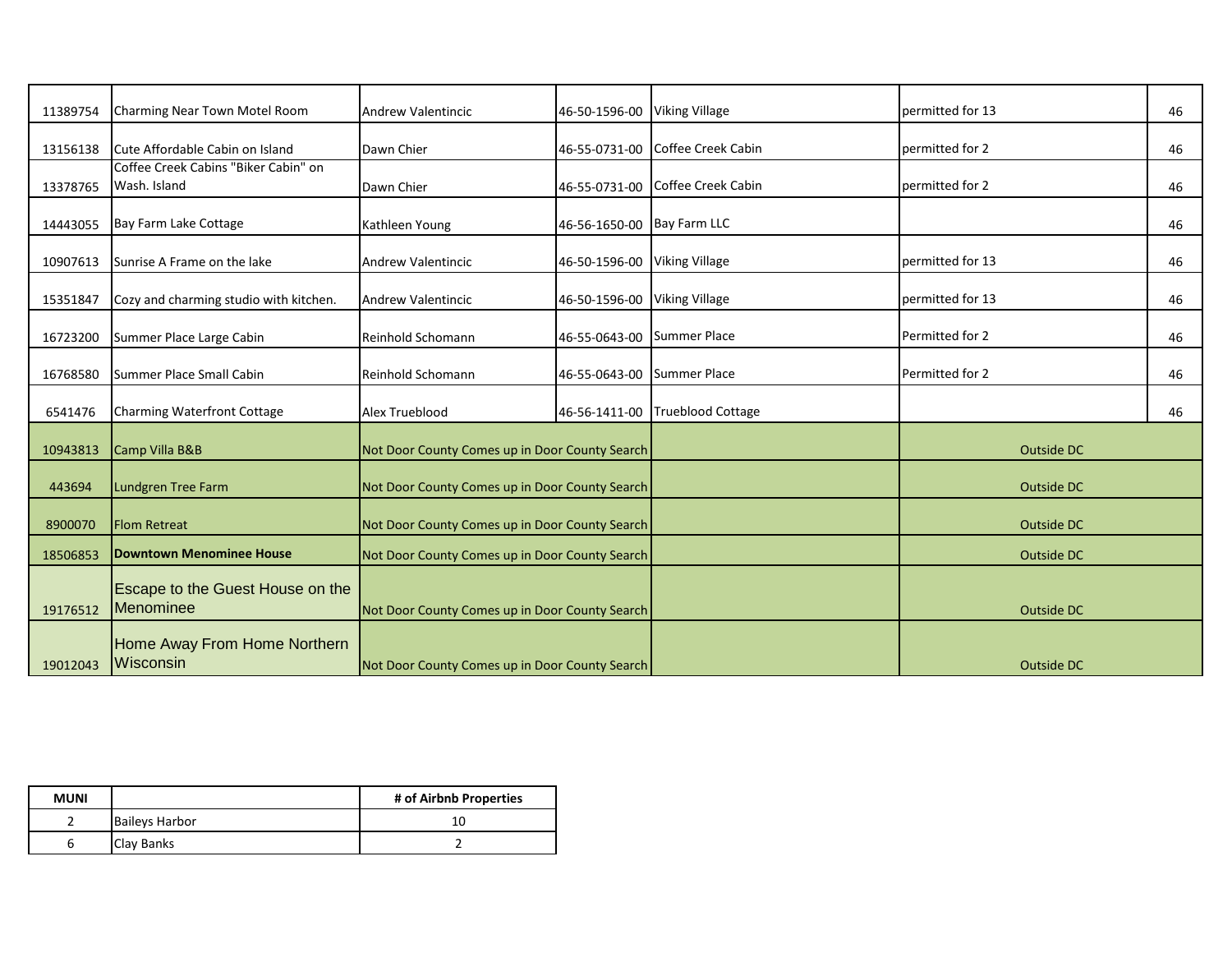| | | | | | | |
|---|---|---|---|---|---|---|
| 11389754 | Charming Near Town Motel Room | Andrew Valentincic | 46-50-1596-00 | Viking Village | permitted for 13 | 46 |
| 13156138 | Cute Affordable Cabin on Island | Dawn Chier | 46-55-0731-00 | Coffee Creek Cabin | permitted for 2 | 46 |
| 13378765 | Coffee Creek Cabins "Biker Cabin" on Wash. Island | Dawn Chier | 46-55-0731-00 | Coffee Creek Cabin | permitted for 2 | 46 |
| 14443055 | Bay Farm Lake Cottage | Kathleen Young | 46-56-1650-00 | Bay Farm LLC | | 46 |
| 10907613 | Sunrise A Frame on the lake | Andrew Valentincic | 46-50-1596-00 | Viking Village | permitted for 13 | 46 |
| 15351847 | Cozy and charming studio with kitchen. | Andrew Valentincic | 46-50-1596-00 | Viking Village | permitted for 13 | 46 |
| 16723200 | Summer Place Large Cabin | Reinhold Schomann | 46-55-0643-00 | Summer Place | Permitted for 2 | 46 |
| 16768580 | Summer Place Small Cabin | Reinhold Schomann | 46-55-0643-00 | Summer Place | Permitted for 2 | 46 |
| 6541476 | Charming Waterfront Cottage | Alex Trueblood | 46-56-1411-00 | Trueblood Cottage | | 46 |
| 10943813 | Camp Villa B&B | Not Door County Comes up in Door County Search | | | Outside DC | |
| 443694 | Lundgren Tree Farm | Not Door County Comes up in Door County Search | | | Outside DC | |
| 8900070 | Flom Retreat | Not Door County Comes up in Door County Search | | | Outside DC | |
| 18506853 | **Downtown Menominee House** | Not Door County Comes up in Door County Search | | | Outside DC | |
| 19176512 | Escape to the Guest House on the Menominee | Not Door County Comes up in Door County Search | | | Outside DC | |
| 19012043 | Home Away From Home Northern Wisconsin | Not Door County Comes up in Door County Search | | | Outside DC | |

| MUNI | | # of Airbnb Properties |
|---|---|---|
| 2 | Baileys Harbor | 10 |
| 6 | Clay Banks | 2 |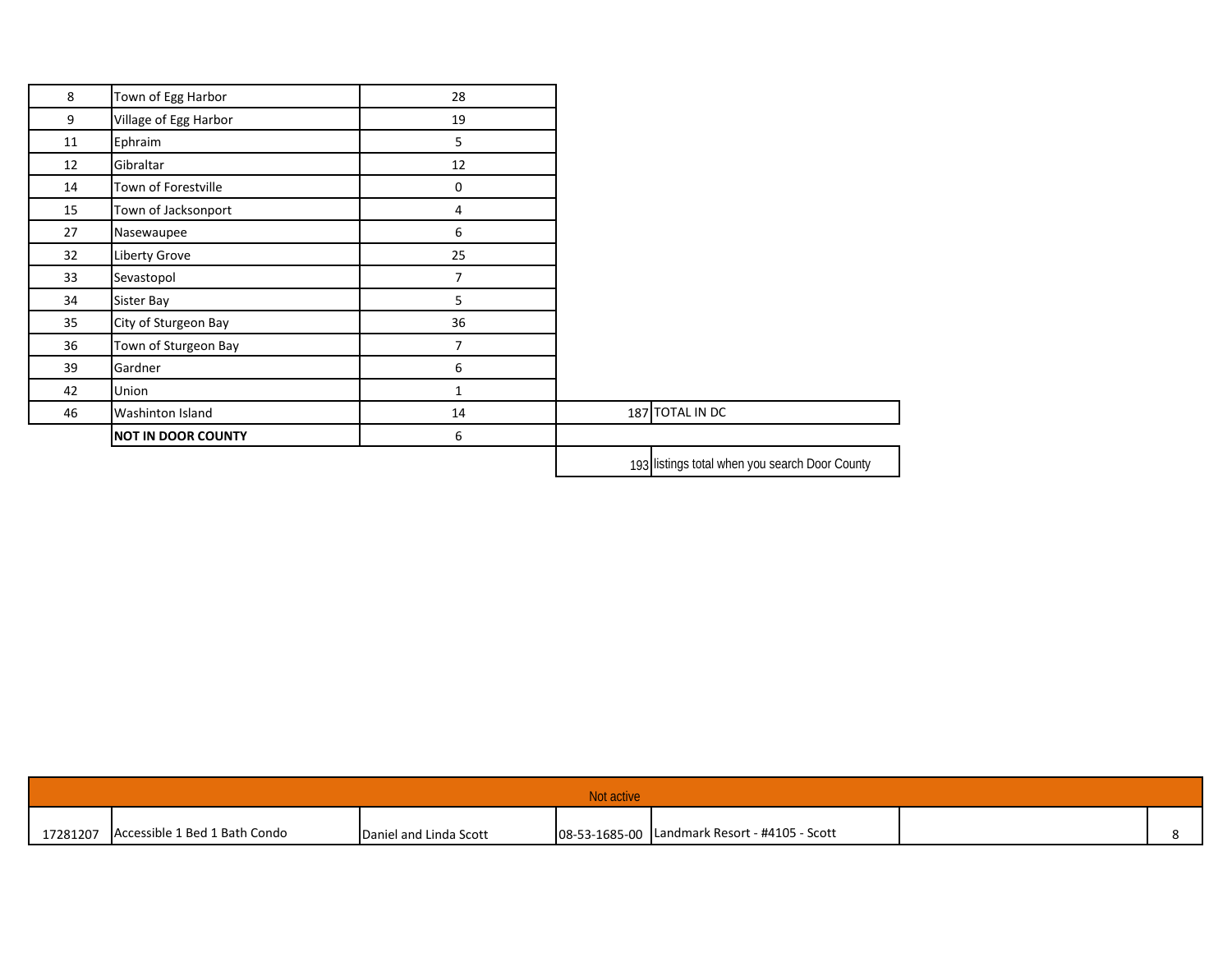| | | | | |
|---|---|---|---|---|
| 8 | Town of Egg Harbor | 28 | | |
| 9 | Village of Egg Harbor | 19 | | |
| 11 | Ephraim | 5 | | |
| 12 | Gibraltar | 12 | | |
| 14 | Town of Forestville | 0 | | |
| 15 | Town of Jacksonport | 4 | | |
| 27 | Nasewaupee | 6 | | |
| 32 | Liberty Grove | 25 | | |
| 33 | Sevastopol | 7 | | |
| 34 | Sister Bay | 5 | | |
| 35 | City of Sturgeon Bay | 36 | | |
| 36 | Town of Sturgeon Bay | 7 | | |
| 39 | Gardner | 6 | | |
| 42 | Union | 1 | | |
| 46 | Washinton Island | 14 | 187 | TOTAL IN DC |
| | **NOT IN DOOR COUNTY** | 6 | | |
| | | | 193 | listings total when you search Door County |

| Not active | | | | | | |
|---|---|---|---|---|---|---|
| 17281207 | Accessible 1 Bed 1 Bath Condo | Daniel and Linda Scott | 08-53-1685-00 | Landmark Resort - #4105 - Scott | | 8 |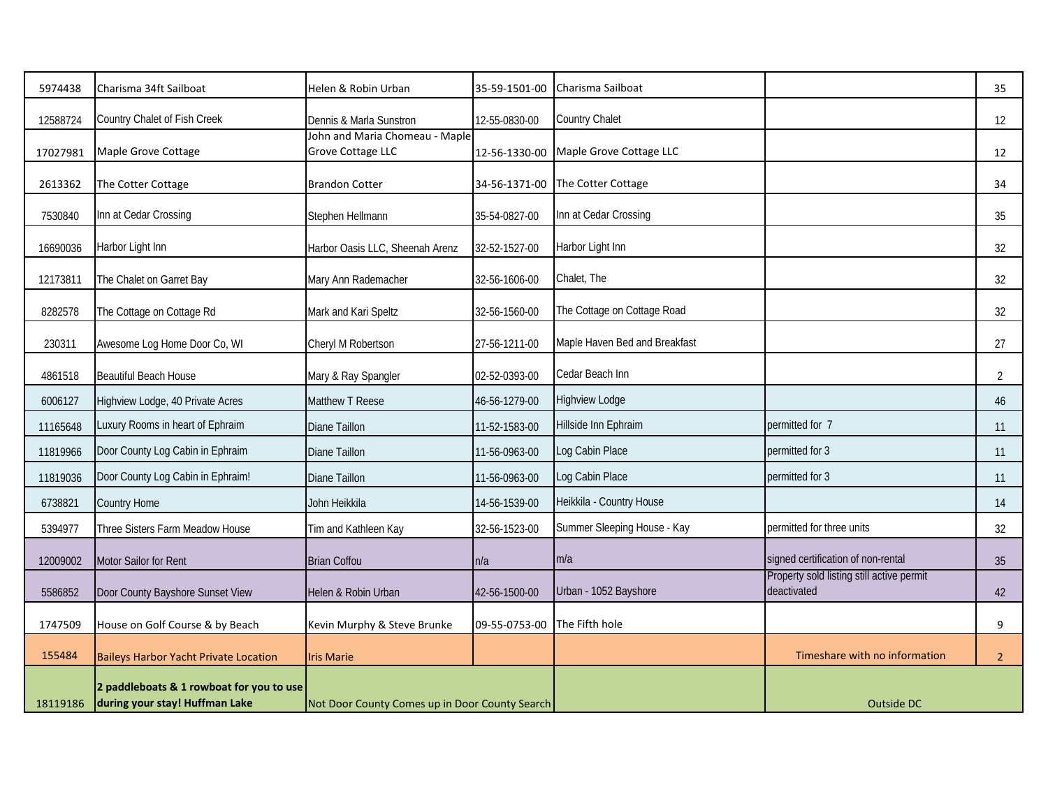| | | | | | | |
|---|---|---|---|---|---|---|
| 5974438 | Charisma 34ft Sailboat | Helen & Robin Urban | 35-59-1501-00 | Charisma Sailboat | | 35 |
| 12588724 | Country Chalet of Fish Creek | Dennis & Marla Sunstron | 12-55-0830-00 | Country Chalet | | 12 |
| 17027981 | Maple Grove Cottage | John and Maria Chomeau - Maple Grove Cottage LLC | 12-56-1330-00 | Maple Grove Cottage LLC | | 12 |
| 2613362 | The Cotter Cottage | Brandon Cotter | 34-56-1371-00 | The Cotter Cottage | | 34 |
| 7530840 | Inn at Cedar Crossing | Stephen Hellmann | 35-54-0827-00 | Inn at Cedar Crossing | | 35 |
| 16690036 | Harbor Light Inn | Harbor Oasis LLC, Sheenah Arenz | 32-52-1527-00 | Harbor Light Inn | | 32 |
| 12173811 | The Chalet on Garret Bay | Mary Ann Rademacher | 32-56-1606-00 | Chalet, The | | 32 |
| 8282578 | The Cottage on Cottage Rd | Mark and Kari Speltz | 32-56-1560-00 | The Cottage on Cottage Road | | 32 |
| 230311 | Awesome Log Home Door Co, WI | Cheryl M Robertson | 27-56-1211-00 | Maple Haven Bed and Breakfast | | 27 |
| 4861518 | Beautiful Beach House | Mary & Ray Spangler | 02-52-0393-00 | Cedar Beach Inn | | 2 |
| 6006127 | Highview Lodge, 40 Private Acres | Matthew T Reese | 46-56-1279-00 | Highview Lodge | | 46 |
| 11165648 | Luxury Rooms in heart of Ephraim | Diane Taillon | 11-52-1583-00 | Hillside Inn Ephraim | permitted for 7 | 11 |
| 11819966 | Door County Log Cabin in Ephraim | Diane Taillon | 11-56-0963-00 | Log Cabin Place | permitted for 3 | 11 |
| 11819036 | Door County Log Cabin in Ephraim! | Diane Taillon | 11-56-0963-00 | Log Cabin Place | permitted for 3 | 11 |
| 6738821 | Country Home | John Heikkila | 14-56-1539-00 | Heikkila - Country House | | 14 |
| 5394977 | Three Sisters Farm Meadow House | Tim and Kathleen Kay | 32-56-1523-00 | Summer Sleeping House - Kay | permitted for three units | 32 |
| 12009002 | Motor Sailor for Rent | Brian Coffou | n/a | m/a | signed certification of non-rental | 35 |
| 5586852 | Door County Bayshore Sunset View | Helen & Robin Urban | 42-56-1500-00 | Urban - 1052 Bayshore | Property sold listing still active permit deactivated | 42 |
| 1747509 | House on Golf Course & by Beach | Kevin Murphy & Steve Brunke | 09-55-0753-00 | The Fifth hole | | 9 |
| 155484 | Baileys Harbor Yacht Private Location | Iris Marie | | | Timeshare with no information | 2 |
| 18119186 | **2 paddleboats & 1 rowboat for you to use during your stay! Huffman Lake** | Not Door County Comes up in Door County Search | | | Outside DC | |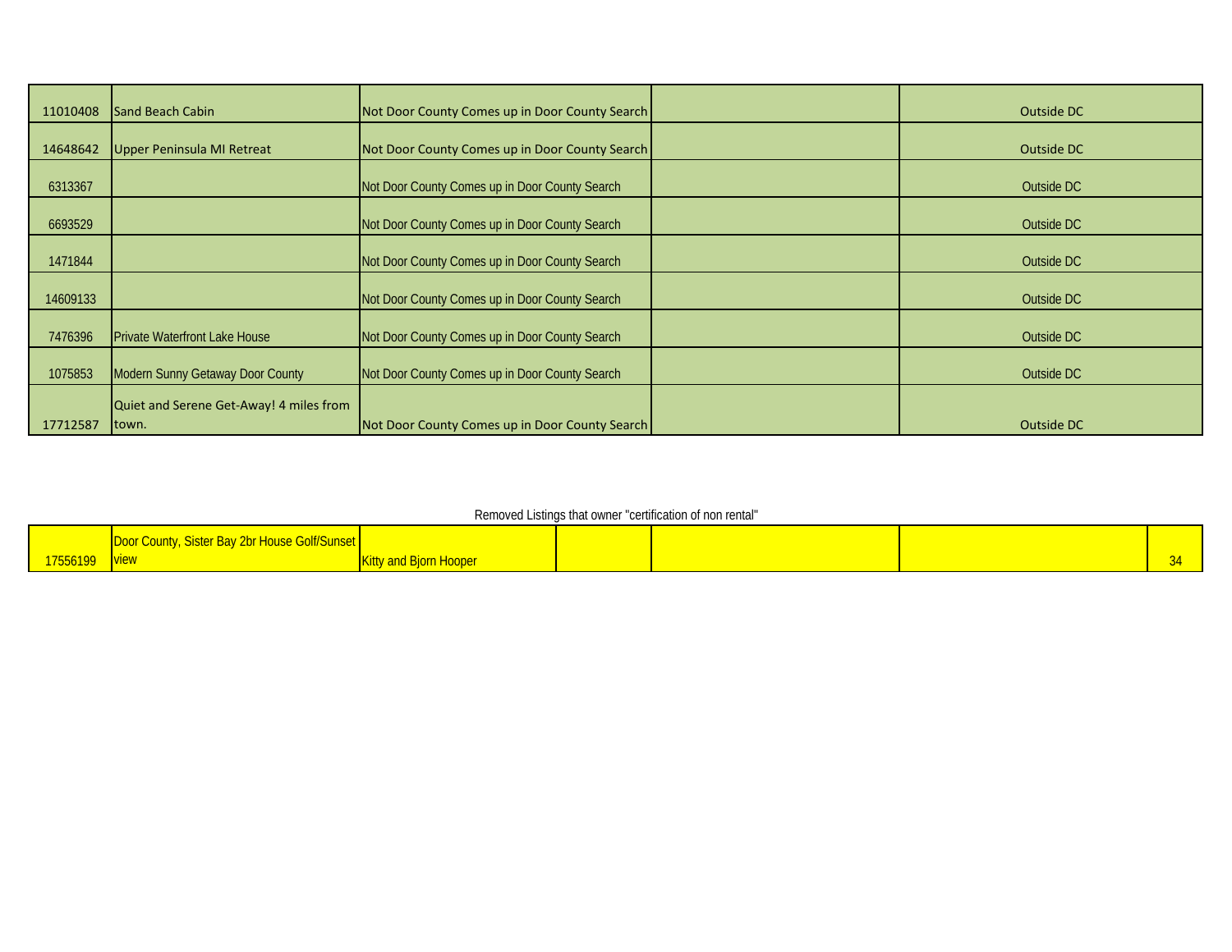| | | | | |
|---|---|---|---|---|
| 11010408 | Sand Beach Cabin | Not Door County Comes up in Door County Search | | Outside DC |
| 14648642 | Upper Peninsula MI Retreat | Not Door County Comes up in Door County Search | | Outside DC |
| 6313367 | | Not Door County Comes up in Door County Search | | Outside DC |
| 6693529 | | Not Door County Comes up in Door County Search | | Outside DC |
| 1471844 | | Not Door County Comes up in Door County Search | | Outside DC |
| 14609133 | | Not Door County Comes up in Door County Search | | Outside DC |
| 7476396 | Private Waterfront Lake House | Not Door County Comes up in Door County Search | | Outside DC |
| 1075853 | Modern Sunny Getaway Door County | Not Door County Comes up in Door County Search | | Outside DC |
| 17712587 | Quiet and Serene Get-Away! 4 miles from town. | Not Door County Comes up in Door County Search | | Outside DC |

Removed Listings that owner "certification of non rental"

| | | | | | | |
|---|---|---|---|---|---|---|
| 17556199 | Door County, Sister Bay 2br House Golf/Sunset view | Kitty and Bjorn Hooper | | | | 34 |